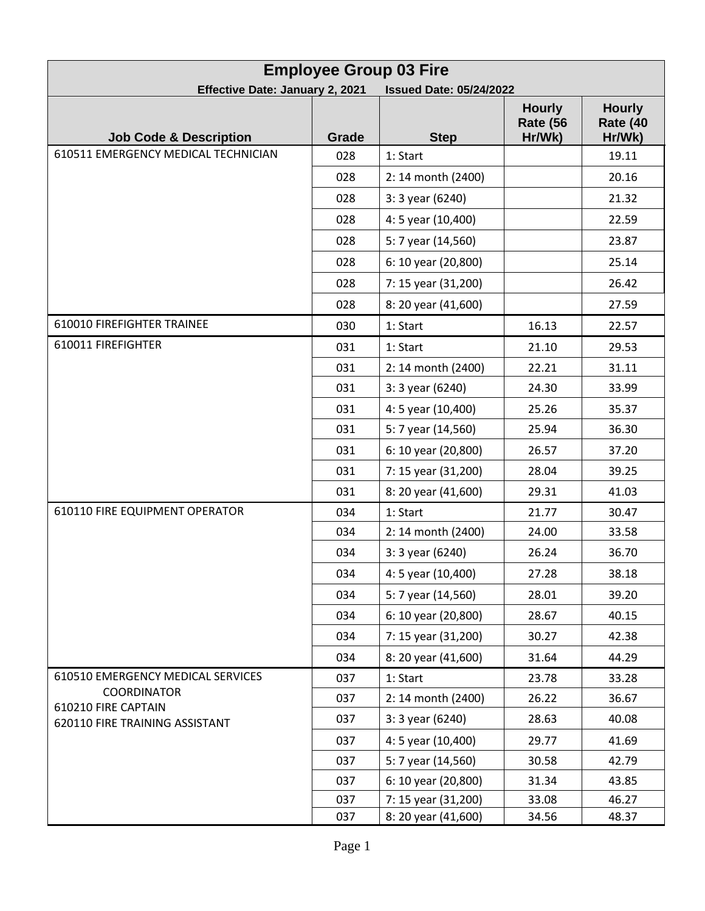# Employee Group 03 Fire

**Effective Date: January 2, 2021** **Issued Date: 05/24/2022**

| Job Code & Description | Grade | Step | Hourly Rate (56 Hr/Wk) | Hourly Rate (40 Hr/Wk) |
|---|---|---|---|---|
| 610511 EMERGENCY MEDICAL TECHNICIAN | 028 | 1: Start | | 19.11 |
| | 028 | 2: 14 month (2400) | | 20.16 |
| | 028 | 3: 3 year (6240) | | 21.32 |
| | 028 | 4: 5 year (10,400) | | 22.59 |
| | 028 | 5: 7 year (14,560) | | 23.87 |
| | 028 | 6: 10 year (20,800) | | 25.14 |
| | 028 | 7: 15 year (31,200) | | 26.42 |
| | 028 | 8: 20 year (41,600) | | 27.59 |
| 610010 FIREFIGHTER TRAINEE | 030 | 1: Start | 16.13 | 22.57 |
| 610011 FIREFIGHTER | 031 | 1: Start | 21.10 | 29.53 |
| | 031 | 2: 14 month (2400) | 22.21 | 31.11 |
| | 031 | 3: 3 year (6240) | 24.30 | 33.99 |
| | 031 | 4: 5 year (10,400) | 25.26 | 35.37 |
| | 031 | 5: 7 year (14,560) | 25.94 | 36.30 |
| | 031 | 6: 10 year (20,800) | 26.57 | 37.20 |
| | 031 | 7: 15 year (31,200) | 28.04 | 39.25 |
| | 031 | 8: 20 year (41,600) | 29.31 | 41.03 |
| 610110 FIRE EQUIPMENT OPERATOR | 034 | 1: Start | 21.77 | 30.47 |
| | 034 | 2: 14 month (2400) | 24.00 | 33.58 |
| | 034 | 3: 3 year (6240) | 26.24 | 36.70 |
| | 034 | 4: 5 year (10,400) | 27.28 | 38.18 |
| | 034 | 5: 7 year (14,560) | 28.01 | 39.20 |
| | 034 | 6: 10 year (20,800) | 28.67 | 40.15 |
| | 034 | 7: 15 year (31,200) | 30.27 | 42.38 |
| | 034 | 8: 20 year (41,600) | 31.64 | 44.29 |
| 610510 EMERGENCY MEDICAL SERVICES COORDINATOR<br>610210 FIRE CAPTAIN<br>620110 FIRE TRAINING ASSISTANT | 037 | 1: Start | 23.78 | 33.28 |
| | 037 | 2: 14 month (2400) | 26.22 | 36.67 |
| | 037 | 3: 3 year (6240) | 28.63 | 40.08 |
| | 037 | 4: 5 year (10,400) | 29.77 | 41.69 |
| | 037 | 5: 7 year (14,560) | 30.58 | 42.79 |
| | 037 | 6: 10 year (20,800) | 31.34 | 43.85 |
| | 037 | 7: 15 year (31,200) | 33.08 | 46.27 |
| | 037 | 8: 20 year (41,600) | 34.56 | 48.37 |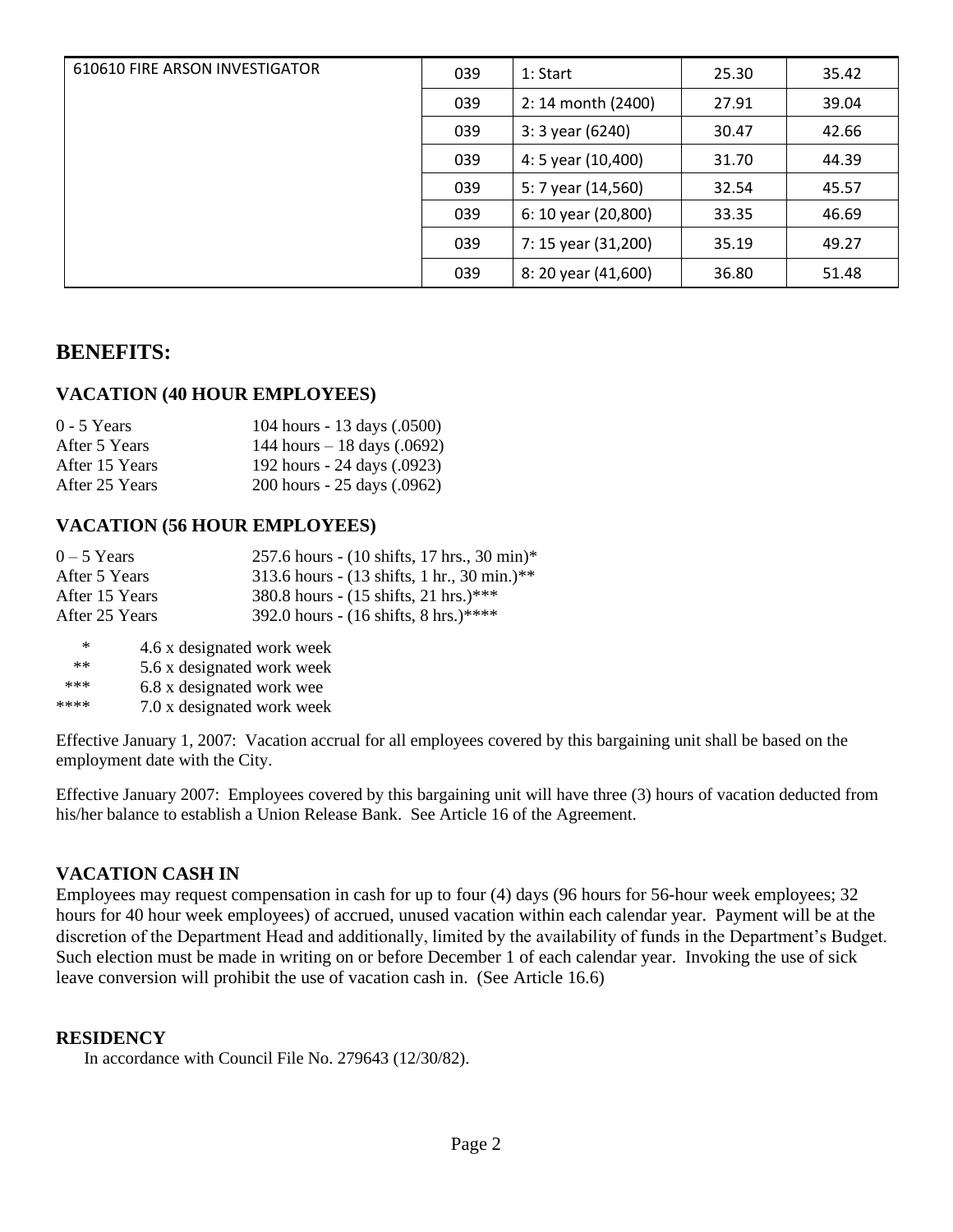| | | | | |
|---|---|---|---|---|
| 610610 FIRE ARSON INVESTIGATOR | 039 | 1: Start | 25.30 | 35.42 |
| | 039 | 2: 14 month (2400) | 27.91 | 39.04 |
| | 039 | 3: 3 year (6240) | 30.47 | 42.66 |
| | 039 | 4: 5 year (10,400) | 31.70 | 44.39 |
| | 039 | 5: 7 year (14,560) | 32.54 | 45.57 |
| | 039 | 6: 10 year (20,800) | 33.35 | 46.69 |
| | 039 | 7: 15 year (31,200) | 35.19 | 49.27 |
| | 039 | 8: 20 year (41,600) | 36.80 | 51.48 |

## BENEFITS:

### VACATION (40 HOUR EMPLOYEES)

| | |
|---|---|
| 0 - 5 Years | 104 hours - 13 days (.0500) |
| After 5 Years | 144 hours – 18 days (.0692) |
| After 15 Years | 192 hours - 24 days (.0923) |
| After 25 Years | 200 hours - 25 days (.0962) |

### VACATION (56 HOUR EMPLOYEES)

| | |
|---|---|
| 0 – 5 Years | 257.6 hours - (10 shifts, 17 hrs., 30 min)* |
| After 5 Years | 313.6 hours - (13 shifts, 1 hr., 30 min.)** |
| After 15 Years | 380.8 hours - (15 shifts, 21 hrs.)*** |
| After 25 Years | 392.0 hours - (16 shifts, 8 hrs.)**** |

| | |
|---|---|
| * | 4.6 x designated work week |
| ** | 5.6 x designated work week |
| *** | 6.8 x designated work wee |
| **** | 7.0 x designated work week |

Effective January 1, 2007: Vacation accrual for all employees covered by this bargaining unit shall be based on the employment date with the City.

Effective January 2007: Employees covered by this bargaining unit will have three (3) hours of vacation deducted from his/her balance to establish a Union Release Bank. See Article 16 of the Agreement.

### VACATION CASH IN

Employees may request compensation in cash for up to four (4) days (96 hours for 56-hour week employees; 32 hours for 40 hour week employees) of accrued, unused vacation within each calendar year. Payment will be at the discretion of the Department Head and additionally, limited by the availability of funds in the Department's Budget. Such election must be made in writing on or before December 1 of each calendar year. Invoking the use of sick leave conversion will prohibit the use of vacation cash in. (See Article 16.6)

### RESIDENCY

In accordance with Council File No. 279643 (12/30/82).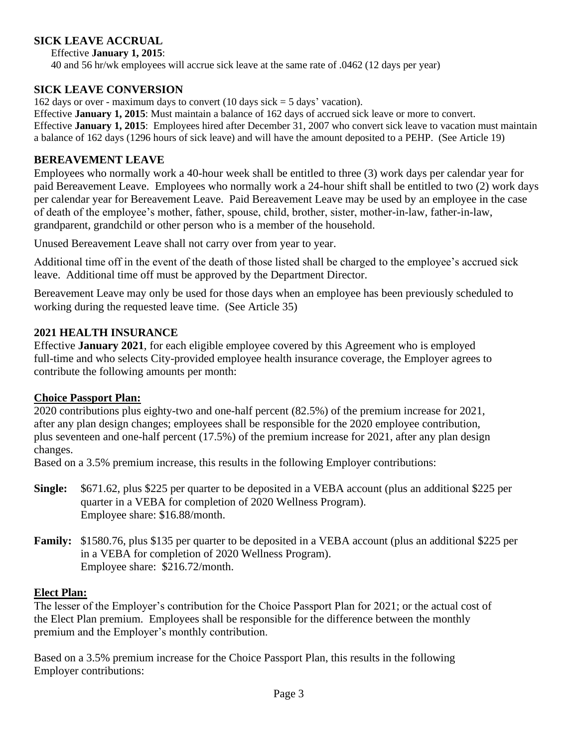## SICK LEAVE ACCRUAL

Effective **January 1, 2015**:

40 and 56 hr/wk employees will accrue sick leave at the same rate of .0462 (12 days per year)

## SICK LEAVE CONVERSION

162 days or over - maximum days to convert (10 days sick = 5 days' vacation).

Effective **January 1, 2015**: Must maintain a balance of 162 days of accrued sick leave or more to convert.

Effective **January 1, 2015**: Employees hired after December 31, 2007 who convert sick leave to vacation must maintain a balance of 162 days (1296 hours of sick leave) and will have the amount deposited to a PEHP. (See Article 19)

## BEREAVEMENT LEAVE

Employees who normally work a 40-hour week shall be entitled to three (3) work days per calendar year for paid Bereavement Leave. Employees who normally work a 24-hour shift shall be entitled to two (2) work days per calendar year for Bereavement Leave. Paid Bereavement Leave may be used by an employee in the case of death of the employee's mother, father, spouse, child, brother, sister, mother-in-law, father-in-law, grandparent, grandchild or other person who is a member of the household.

Unused Bereavement Leave shall not carry over from year to year.

Additional time off in the event of the death of those listed shall be charged to the employee's accrued sick leave. Additional time off must be approved by the Department Director.

Bereavement Leave may only be used for those days when an employee has been previously scheduled to working during the requested leave time. (See Article 35)

## 2021 HEALTH INSURANCE

Effective **January 2021**, for each eligible employee covered by this Agreement who is employed full-time and who selects City-provided employee health insurance coverage, the Employer agrees to contribute the following amounts per month:

**Choice Passport Plan:**

2020 contributions plus eighty-two and one-half percent (82.5%) of the premium increase for 2021, after any plan design changes; employees shall be responsible for the 2020 employee contribution, plus seventeen and one-half percent (17.5%) of the premium increase for 2021, after any plan design changes.

Based on a 3.5% premium increase, this results in the following Employer contributions:

**Single:** $671.62, plus $225 per quarter to be deposited in a VEBA account (plus an additional $225 per quarter in a VEBA for completion of 2020 Wellness Program).
Employee share: $16.88/month.

**Family:** $1580.76, plus $135 per quarter to be deposited in a VEBA account (plus an additional $225 per in a VEBA for completion of 2020 Wellness Program).
Employee share: $216.72/month.

**Elect Plan:**

The lesser of the Employer's contribution for the Choice Passport Plan for 2021; or the actual cost of the Elect Plan premium. Employees shall be responsible for the difference between the monthly premium and the Employer's monthly contribution.

Based on a 3.5% premium increase for the Choice Passport Plan, this results in the following Employer contributions: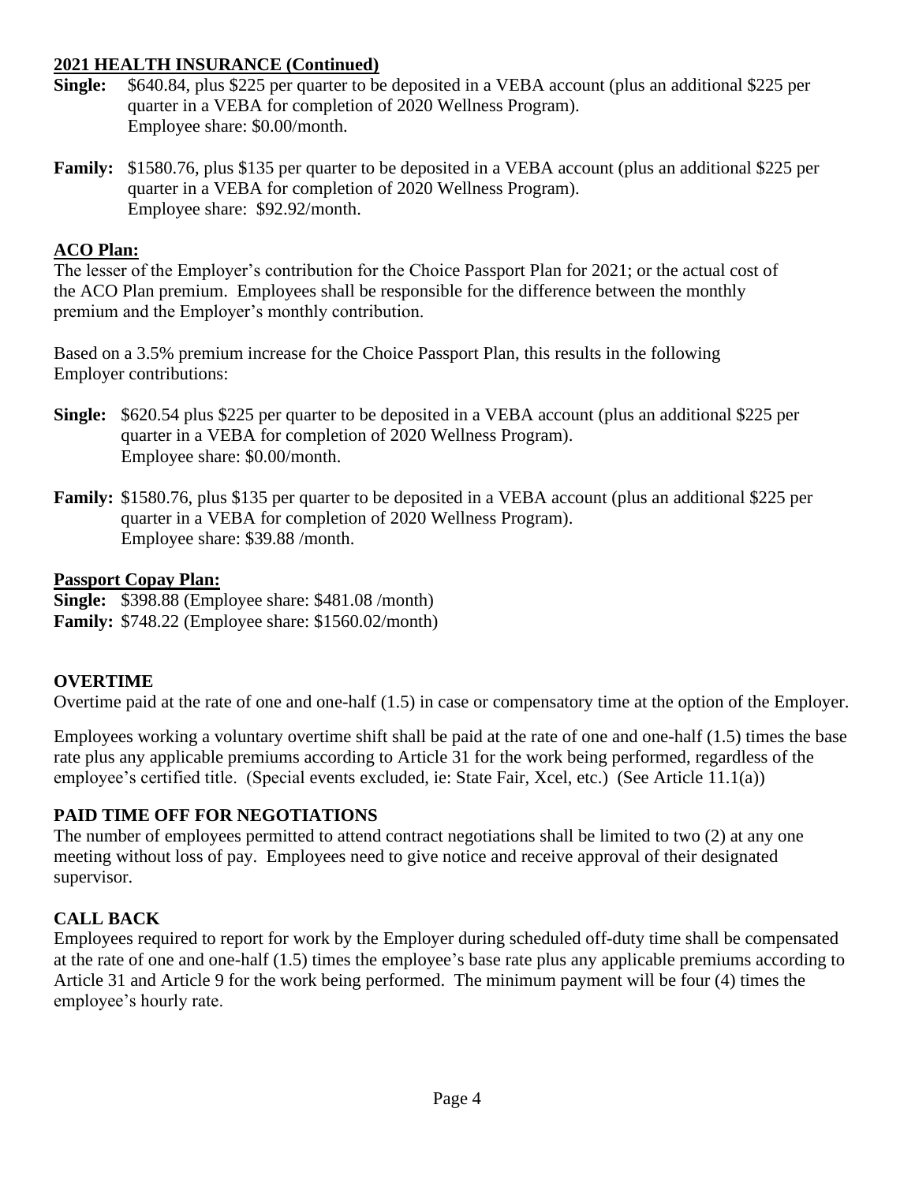## 2021 HEALTH INSURANCE (Continued)

**Single:** $640.84, plus $225 per quarter to be deposited in a VEBA account (plus an additional $225 per quarter in a VEBA for completion of 2020 Wellness Program).
Employee share: $0.00/month.

**Family:** $1580.76, plus $135 per quarter to be deposited in a VEBA account (plus an additional $225 per quarter in a VEBA for completion of 2020 Wellness Program).
Employee share: $92.92/month.

### ACO Plan:

The lesser of the Employer's contribution for the Choice Passport Plan for 2021; or the actual cost of the ACO Plan premium. Employees shall be responsible for the difference between the monthly premium and the Employer's monthly contribution.

Based on a 3.5% premium increase for the Choice Passport Plan, this results in the following Employer contributions:

**Single:** $620.54 plus $225 per quarter to be deposited in a VEBA account (plus an additional $225 per quarter in a VEBA for completion of 2020 Wellness Program).
Employee share: $0.00/month.

**Family:** $1580.76, plus $135 per quarter to be deposited in a VEBA account (plus an additional $225 per quarter in a VEBA for completion of 2020 Wellness Program).
Employee share: $39.88 /month.

### Passport Copay Plan:

**Single:** $398.88 (Employee share: $481.08 /month)
**Family:** $748.22 (Employee share: $1560.02/month)

## OVERTIME

Overtime paid at the rate of one and one-half (1.5) in case or compensatory time at the option of the Employer.

Employees working a voluntary overtime shift shall be paid at the rate of one and one-half (1.5) times the base rate plus any applicable premiums according to Article 31 for the work being performed, regardless of the employee's certified title. (Special events excluded, ie: State Fair, Xcel, etc.) (See Article 11.1(a))

## PAID TIME OFF FOR NEGOTIATIONS

The number of employees permitted to attend contract negotiations shall be limited to two (2) at any one meeting without loss of pay. Employees need to give notice and receive approval of their designated supervisor.

## CALL BACK

Employees required to report for work by the Employer during scheduled off-duty time shall be compensated at the rate of one and one-half (1.5) times the employee's base rate plus any applicable premiums according to Article 31 and Article 9 for the work being performed. The minimum payment will be four (4) times the employee's hourly rate.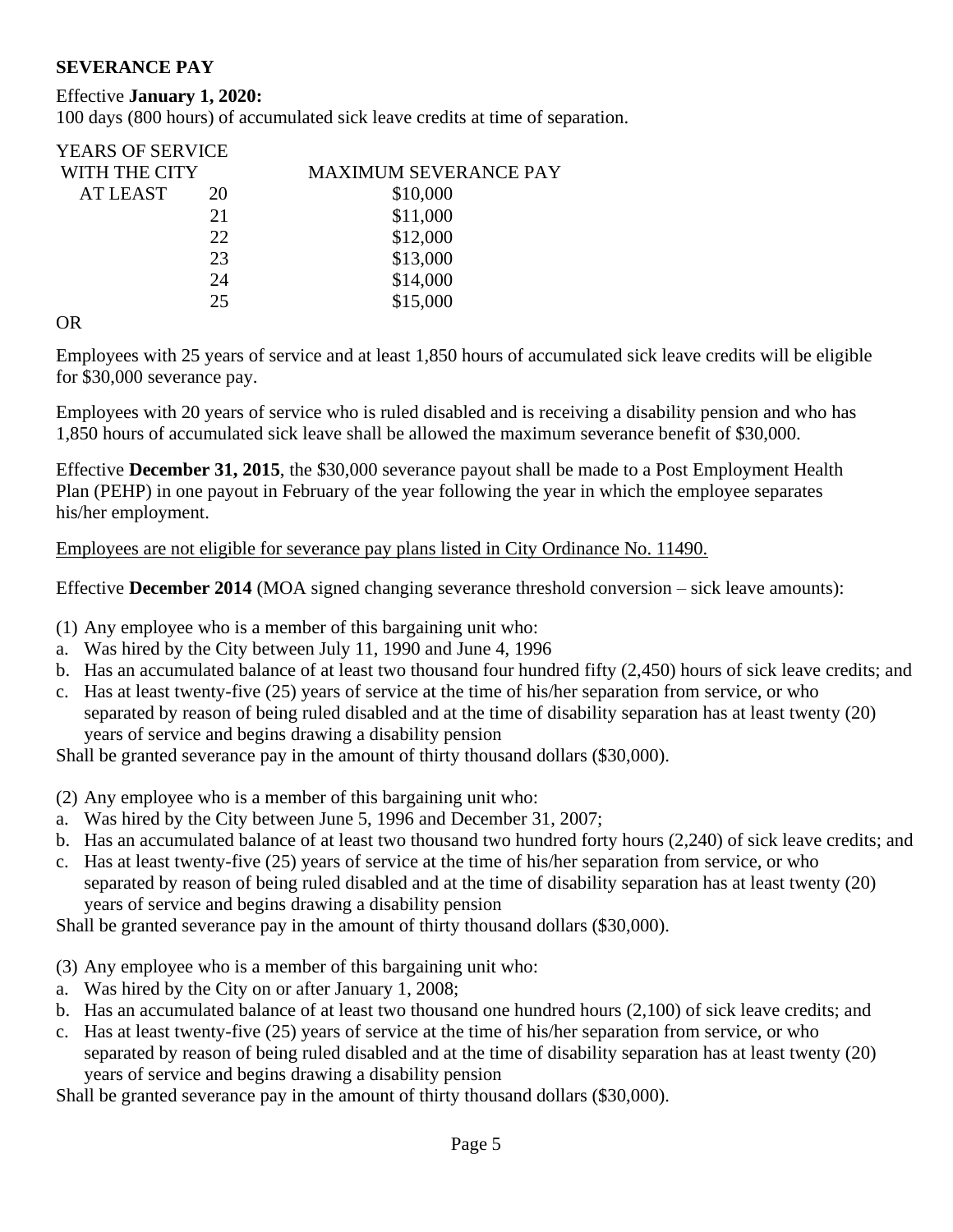**SEVERANCE PAY**

Effective **January 1, 2020:**
100 days (800 hours) of accumulated sick leave credits at time of separation.

| YEARS OF SERVICE WITH THE CITY | | MAXIMUM SEVERANCE PAY |
|---|---|---|
| AT LEAST | 20 | $10,000 |
| | 21 | $11,000 |
| | 22 | $12,000 |
| | 23 | $13,000 |
| | 24 | $14,000 |
| | 25 | $15,000 |

OR

Employees with 25 years of service and at least 1,850 hours of accumulated sick leave credits will be eligible for $30,000 severance pay.

Employees with 20 years of service who is ruled disabled and is receiving a disability pension and who has 1,850 hours of accumulated sick leave shall be allowed the maximum severance benefit of $30,000.

Effective **December 31, 2015**, the $30,000 severance payout shall be made to a Post Employment Health Plan (PEHP) in one payout in February of the year following the year in which the employee separates his/her employment.

<u>Employees are not eligible for severance pay plans listed in City Ordinance No. 11490.</u>

Effective **December 2014** (MOA signed changing severance threshold conversion – sick leave amounts):

(1) Any employee who is a member of this bargaining unit who:

a. Was hired by the City between July 11, 1990 and June 4, 1996
b. Has an accumulated balance of at least two thousand four hundred fifty (2,450) hours of sick leave credits; and
c. Has at least twenty-five (25) years of service at the time of his/her separation from service, or who separated by reason of being ruled disabled and at the time of disability separation has at least twenty (20) years of service and begins drawing a disability pension

Shall be granted severance pay in the amount of thirty thousand dollars ($30,000).

(2) Any employee who is a member of this bargaining unit who:

a. Was hired by the City between June 5, 1996 and December 31, 2007;
b. Has an accumulated balance of at least two thousand two hundred forty hours (2,240) of sick leave credits; and
c. Has at least twenty-five (25) years of service at the time of his/her separation from service, or who separated by reason of being ruled disabled and at the time of disability separation has at least twenty (20) years of service and begins drawing a disability pension

Shall be granted severance pay in the amount of thirty thousand dollars ($30,000).

(3) Any employee who is a member of this bargaining unit who:

a. Was hired by the City on or after January 1, 2008;
b. Has an accumulated balance of at least two thousand one hundred hours (2,100) of sick leave credits; and
c. Has at least twenty-five (25) years of service at the time of his/her separation from service, or who separated by reason of being ruled disabled and at the time of disability separation has at least twenty (20) years of service and begins drawing a disability pension

Shall be granted severance pay in the amount of thirty thousand dollars ($30,000).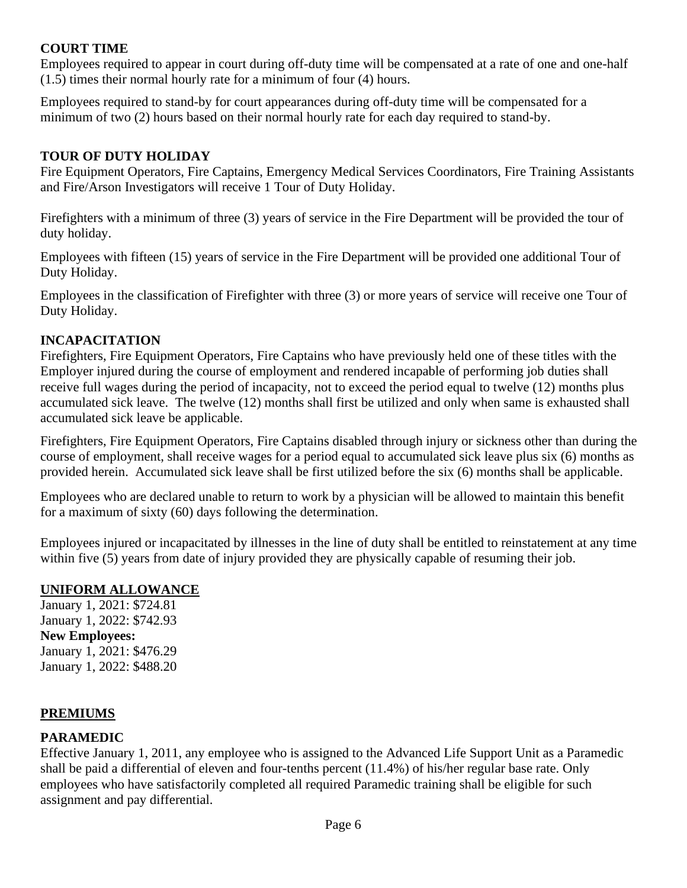**COURT TIME**

Employees required to appear in court during off-duty time will be compensated at a rate of one and one-half (1.5) times their normal hourly rate for a minimum of four (4) hours.

Employees required to stand-by for court appearances during off-duty time will be compensated for a minimum of two (2) hours based on their normal hourly rate for each day required to stand-by.

**TOUR OF DUTY HOLIDAY**

Fire Equipment Operators, Fire Captains, Emergency Medical Services Coordinators, Fire Training Assistants and Fire/Arson Investigators will receive 1 Tour of Duty Holiday.

Firefighters with a minimum of three (3) years of service in the Fire Department will be provided the tour of duty holiday.

Employees with fifteen (15) years of service in the Fire Department will be provided one additional Tour of Duty Holiday.

Employees in the classification of Firefighter with three (3) or more years of service will receive one Tour of Duty Holiday.

**INCAPACITATION**

Firefighters, Fire Equipment Operators, Fire Captains who have previously held one of these titles with the Employer injured during the course of employment and rendered incapable of performing job duties shall receive full wages during the period of incapacity, not to exceed the period equal to twelve (12) months plus accumulated sick leave. The twelve (12) months shall first be utilized and only when same is exhausted shall accumulated sick leave be applicable.

Firefighters, Fire Equipment Operators, Fire Captains disabled through injury or sickness other than during the course of employment, shall receive wages for a period equal to accumulated sick leave plus six (6) months as provided herein. Accumulated sick leave shall be first utilized before the six (6) months shall be applicable.

Employees who are declared unable to return to work by a physician will be allowed to maintain this benefit for a maximum of sixty (60) days following the determination.

Employees injured or incapacitated by illnesses in the line of duty shall be entitled to reinstatement at any time within five (5) years from date of injury provided they are physically capable of resuming their job.

**UNIFORM ALLOWANCE**

January 1, 2021: $724.81
January 1, 2022: $742.93
**New Employees:**
January 1, 2021: $476.29
January 1, 2022: $488.20

**PREMIUMS**

**PARAMEDIC**

Effective January 1, 2011, any employee who is assigned to the Advanced Life Support Unit as a Paramedic shall be paid a differential of eleven and four-tenths percent (11.4%) of his/her regular base rate. Only employees who have satisfactorily completed all required Paramedic training shall be eligible for such assignment and pay differential.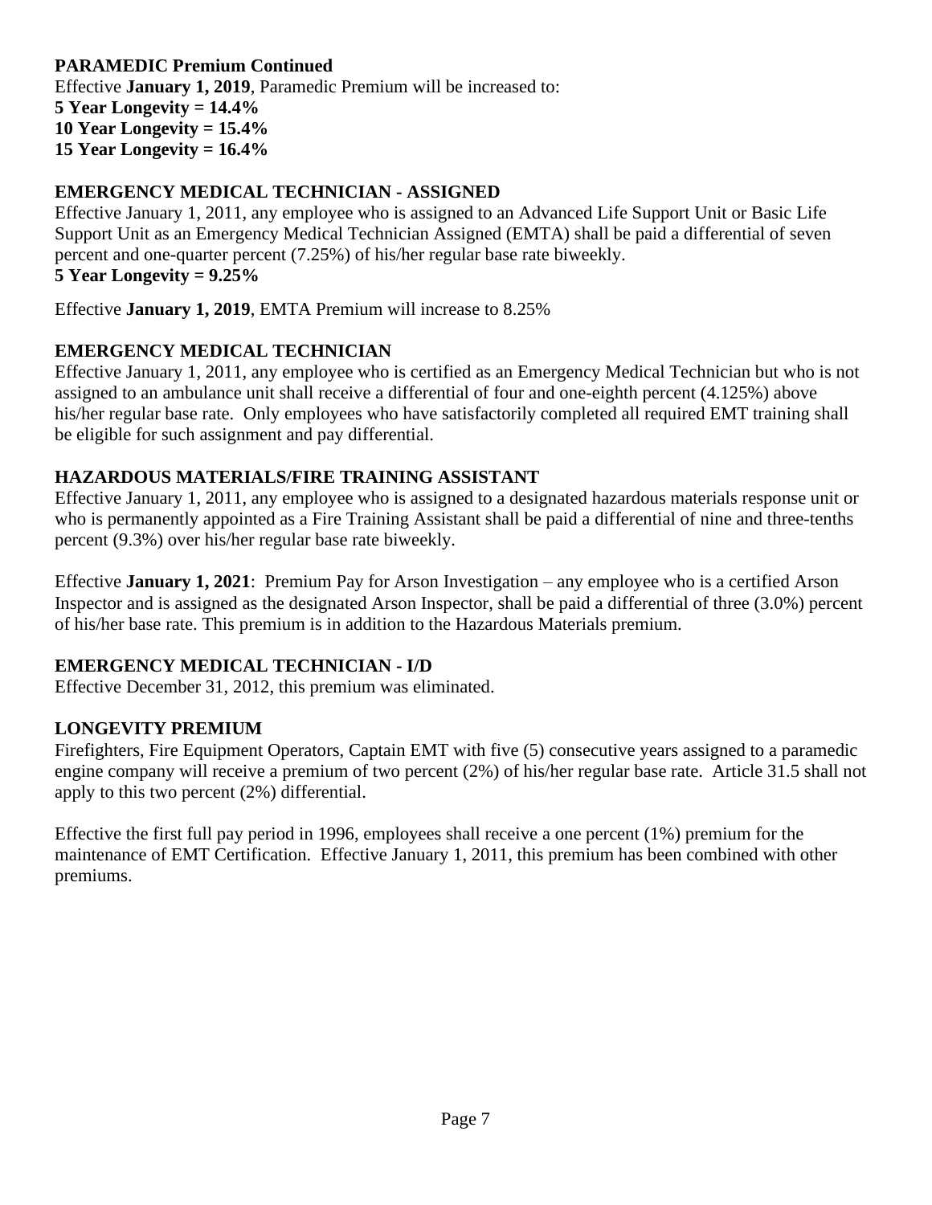**PARAMEDIC Premium Continued**

Effective **January 1, 2019**, Paramedic Premium will be increased to:
**5 Year Longevity = 14.4%**
**10 Year Longevity = 15.4%**
**15 Year Longevity = 16.4%**

## EMERGENCY MEDICAL TECHNICIAN - ASSIGNED

Effective January 1, 2011, any employee who is assigned to an Advanced Life Support Unit or Basic Life Support Unit as an Emergency Medical Technician Assigned (EMTA) shall be paid a differential of seven percent and one-quarter percent (7.25%) of his/her regular base rate biweekly.
**5 Year Longevity = 9.25%**

Effective **January 1, 2019**, EMTA Premium will increase to 8.25%

## EMERGENCY MEDICAL TECHNICIAN

Effective January 1, 2011, any employee who is certified as an Emergency Medical Technician but who is not assigned to an ambulance unit shall receive a differential of four and one-eighth percent (4.125%) above his/her regular base rate. Only employees who have satisfactorily completed all required EMT training shall be eligible for such assignment and pay differential.

## HAZARDOUS MATERIALS/FIRE TRAINING ASSISTANT

Effective January 1, 2011, any employee who is assigned to a designated hazardous materials response unit or who is permanently appointed as a Fire Training Assistant shall be paid a differential of nine and three-tenths percent (9.3%) over his/her regular base rate biweekly.

Effective **January 1, 2021**: Premium Pay for Arson Investigation – any employee who is a certified Arson Inspector and is assigned as the designated Arson Inspector, shall be paid a differential of three (3.0%) percent of his/her base rate. This premium is in addition to the Hazardous Materials premium.

## EMERGENCY MEDICAL TECHNICIAN - I/D

Effective December 31, 2012, this premium was eliminated.

## LONGEVITY PREMIUM

Firefighters, Fire Equipment Operators, Captain EMT with five (5) consecutive years assigned to a paramedic engine company will receive a premium of two percent (2%) of his/her regular base rate. Article 31.5 shall not apply to this two percent (2%) differential.

Effective the first full pay period in 1996, employees shall receive a one percent (1%) premium for the maintenance of EMT Certification. Effective January 1, 2011, this premium has been combined with other premiums.